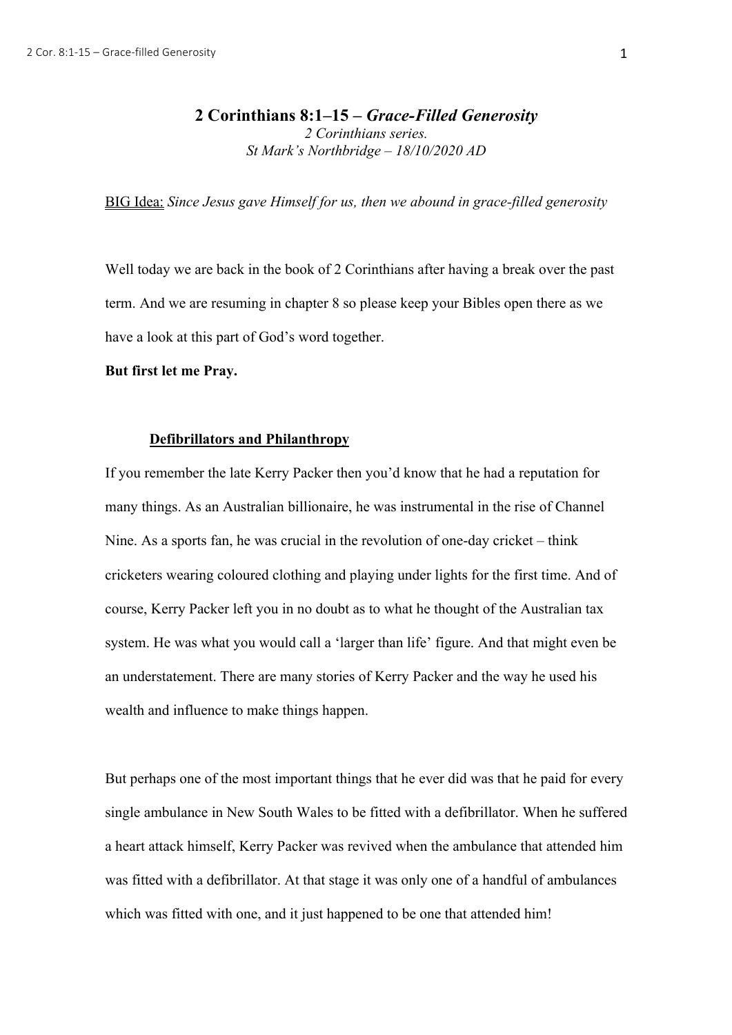# 2 Corinthians 8:1–15 – *Grace-Filled Generosity*

*2 Corinthians series.*
*St Mark's Northbridge – 18/10/2020 AD*

BIG Idea: *Since Jesus gave Himself for us, then we abound in grace-filled generosity*

Well today we are back in the book of 2 Corinthians after having a break over the past term. And we are resuming in chapter 8 so please keep your Bibles open there as we have a look at this part of God's word together.

**But first let me Pray.**

## Defibrillators and Philanthropy

If you remember the late Kerry Packer then you'd know that he had a reputation for many things. As an Australian billionaire, he was instrumental in the rise of Channel Nine. As a sports fan, he was crucial in the revolution of one-day cricket – think cricketers wearing coloured clothing and playing under lights for the first time. And of course, Kerry Packer left you in no doubt as to what he thought of the Australian tax system. He was what you would call a 'larger than life' figure. And that might even be an understatement. There are many stories of Kerry Packer and the way he used his wealth and influence to make things happen.

But perhaps one of the most important things that he ever did was that he paid for every single ambulance in New South Wales to be fitted with a defibrillator. When he suffered a heart attack himself, Kerry Packer was revived when the ambulance that attended him was fitted with a defibrillator. At that stage it was only one of a handful of ambulances which was fitted with one, and it just happened to be one that attended him!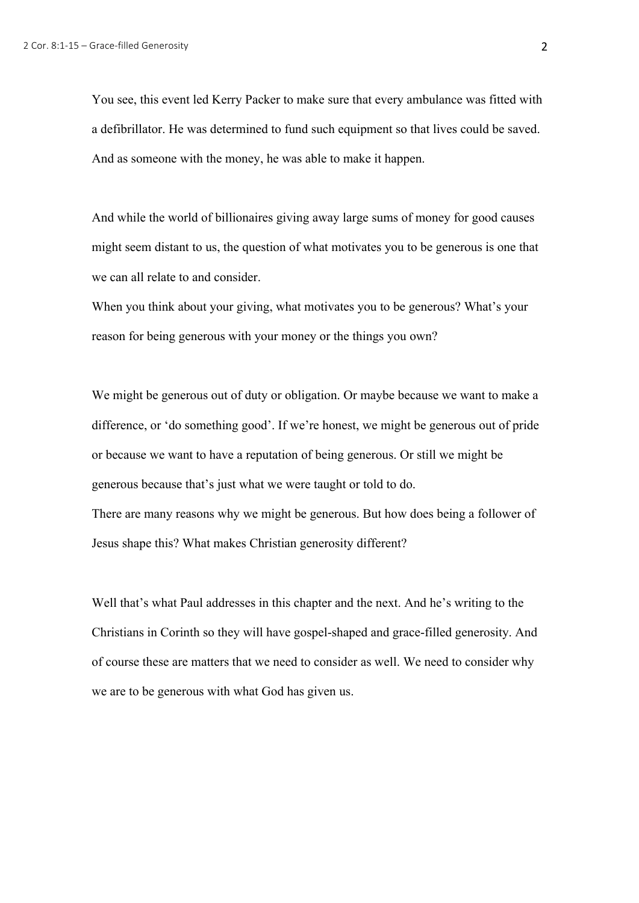You see, this event led Kerry Packer to make sure that every ambulance was fitted with a defibrillator. He was determined to fund such equipment so that lives could be saved. And as someone with the money, he was able to make it happen.

And while the world of billionaires giving away large sums of money for good causes might seem distant to us, the question of what motivates you to be generous is one that we can all relate to and consider.
When you think about your giving, what motivates you to be generous? What's your reason for being generous with your money or the things you own?

We might be generous out of duty or obligation. Or maybe because we want to make a difference, or 'do something good'. If we're honest, we might be generous out of pride or because we want to have a reputation of being generous. Or still we might be generous because that's just what we were taught or told to do.
There are many reasons why we might be generous. But how does being a follower of Jesus shape this? What makes Christian generosity different?

Well that's what Paul addresses in this chapter and the next. And he's writing to the Christians in Corinth so they will have gospel-shaped and grace-filled generosity. And of course these are matters that we need to consider as well. We need to consider why we are to be generous with what God has given us.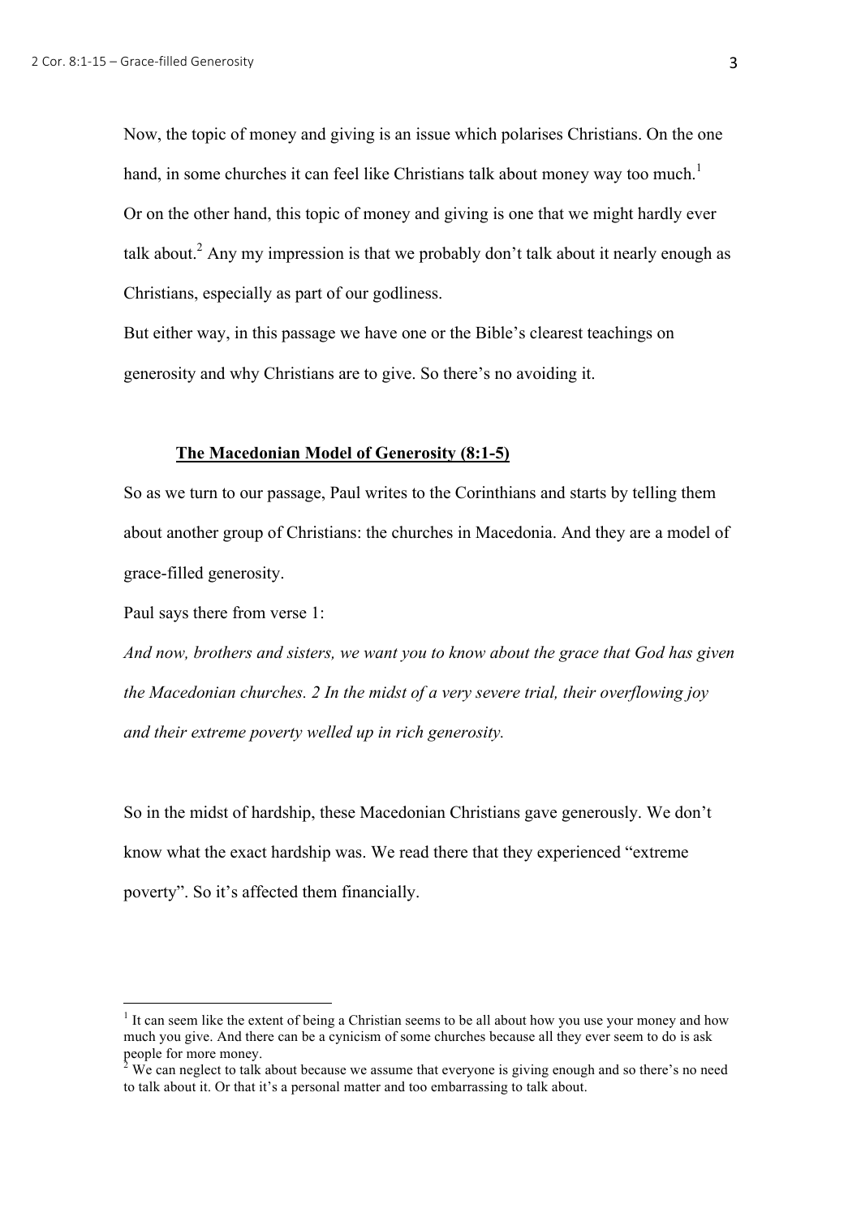Now, the topic of money and giving is an issue which polarises Christians. On the one hand, in some churches it can feel like Christians talk about money way too much.[1] Or on the other hand, this topic of money and giving is one that we might hardly ever talk about.[2] Any my impression is that we probably don't talk about it nearly enough as Christians, especially as part of our godliness.

But either way, in this passage we have one or the Bible's clearest teachings on generosity and why Christians are to give. So there's no avoiding it.

### **The Macedonian Model of Generosity (8:1-5)**

So as we turn to our passage, Paul writes to the Corinthians and starts by telling them about another group of Christians: the churches in Macedonia. And they are a model of grace-filled generosity.

Paul says there from verse 1:

*And now, brothers and sisters, we want you to know about the grace that God has given the Macedonian churches. 2 In the midst of a very severe trial, their overflowing joy and their extreme poverty welled up in rich generosity.*

So in the midst of hardship, these Macedonian Christians gave generously. We don't know what the exact hardship was. We read there that they experienced "extreme poverty". So it's affected them financially.

---

[1] It can seem like the extent of being a Christian seems to be all about how you use your money and how much you give. And there can be a cynicism of some churches because all they ever seem to do is ask people for more money.

[2] We can neglect to talk about because we assume that everyone is giving enough and so there's no need to talk about it. Or that it's a personal matter and too embarrassing to talk about.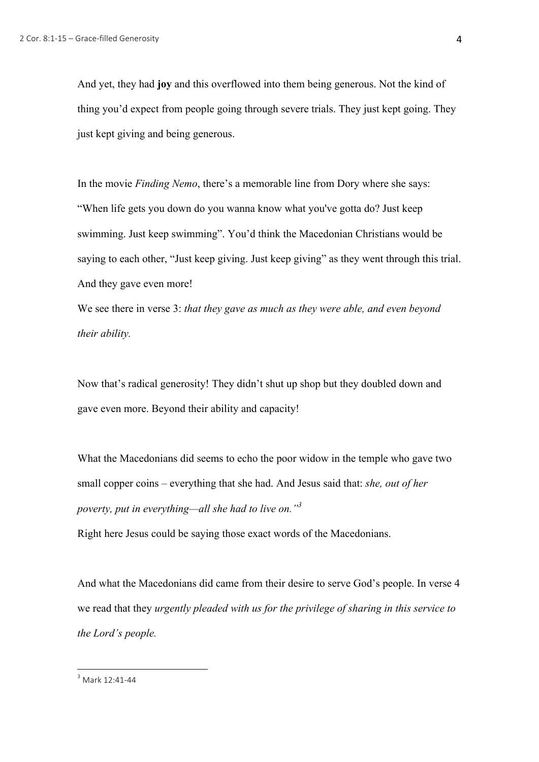And yet, they had **joy** and this overflowed into them being generous. Not the kind of thing you'd expect from people going through severe trials. They just kept going. They just kept giving and being generous.

In the movie *Finding Nemo*, there's a memorable line from Dory where she says: "When life gets you down do you wanna know what you've gotta do? Just keep swimming. Just keep swimming". You'd think the Macedonian Christians would be saying to each other, "Just keep giving. Just keep giving" as they went through this trial. And they gave even more!

We see there in verse 3: *that they gave as much as they were able, and even beyond their ability.*

Now that's radical generosity! They didn't shut up shop but they doubled down and gave even more. Beyond their ability and capacity!

What the Macedonians did seems to echo the poor widow in the temple who gave two small copper coins – everything that she had. And Jesus said that: *she, out of her poverty, put in everything—all she had to live on."*[3]

Right here Jesus could be saying those exact words of the Macedonians.

And what the Macedonians did came from their desire to serve God's people. In verse 4 we read that they *urgently pleaded with us for the privilege of sharing in this service to the Lord's people.*

---

[3] Mark 12:41-44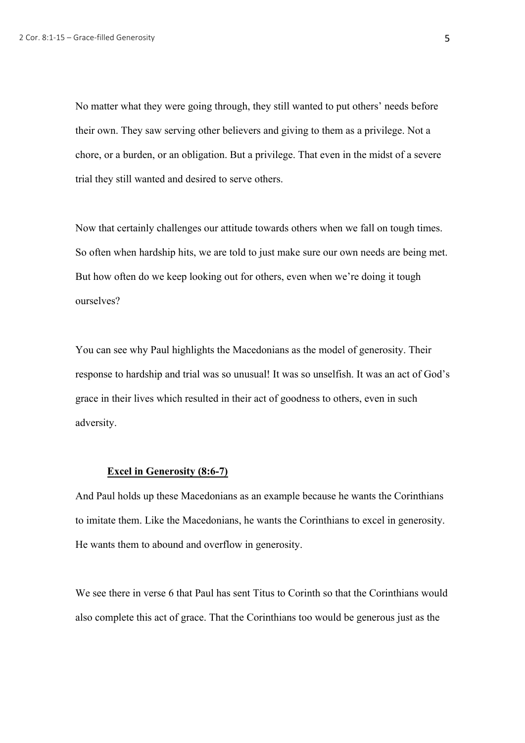No matter what they were going through, they still wanted to put others' needs before their own. They saw serving other believers and giving to them as a privilege. Not a chore, or a burden, or an obligation. But a privilege. That even in the midst of a severe trial they still wanted and desired to serve others.

Now that certainly challenges our attitude towards others when we fall on tough times. So often when hardship hits, we are told to just make sure our own needs are being met. But how often do we keep looking out for others, even when we're doing it tough ourselves?

You can see why Paul highlights the Macedonians as the model of generosity. Their response to hardship and trial was so unusual! It was so unselfish. It was an act of God's grace in their lives which resulted in their act of goodness to others, even in such adversity.

### Excel in Generosity (8:6-7)

And Paul holds up these Macedonians as an example because he wants the Corinthians to imitate them. Like the Macedonians, he wants the Corinthians to excel in generosity. He wants them to abound and overflow in generosity.

We see there in verse 6 that Paul has sent Titus to Corinth so that the Corinthians would also complete this act of grace. That the Corinthians too would be generous just as the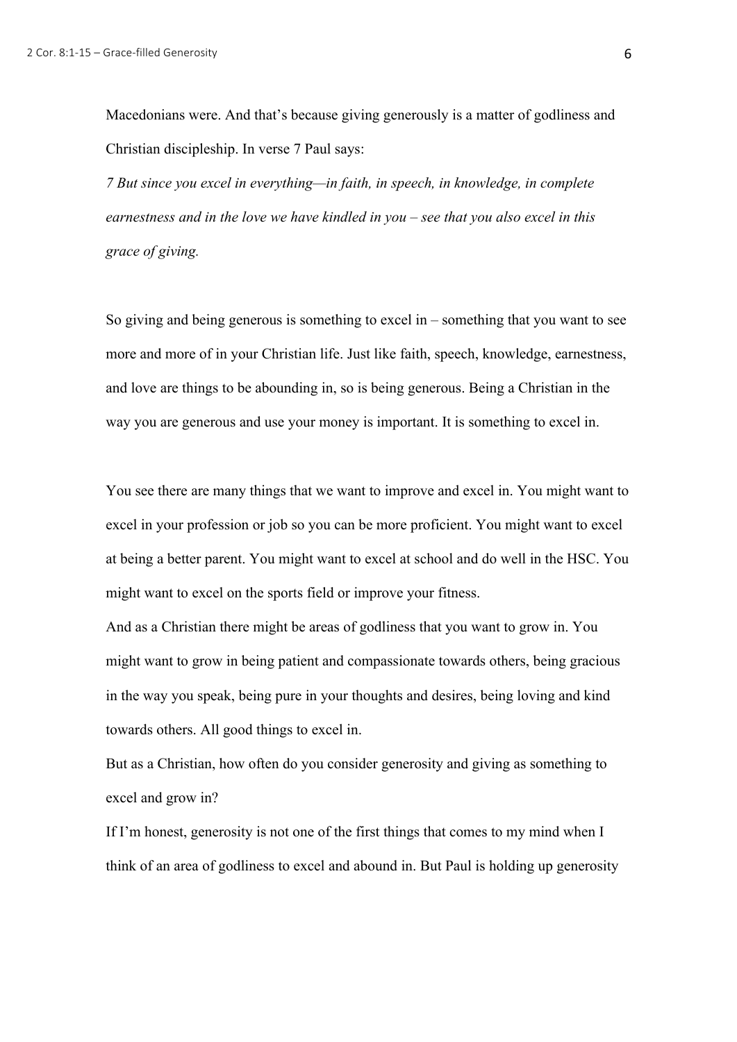Macedonians were. And that's because giving generously is a matter of godliness and Christian discipleship. In verse 7 Paul says:

*7 But since you excel in everything—in faith, in speech, in knowledge, in complete earnestness and in the love we have kindled in you – see that you also excel in this grace of giving.*

So giving and being generous is something to excel in – something that you want to see more and more of in your Christian life. Just like faith, speech, knowledge, earnestness, and love are things to be abounding in, so is being generous. Being a Christian in the way you are generous and use your money is important. It is something to excel in.

You see there are many things that we want to improve and excel in. You might want to excel in your profession or job so you can be more proficient. You might want to excel at being a better parent. You might want to excel at school and do well in the HSC. You might want to excel on the sports field or improve your fitness.

And as a Christian there might be areas of godliness that you want to grow in. You might want to grow in being patient and compassionate towards others, being gracious in the way you speak, being pure in your thoughts and desires, being loving and kind towards others. All good things to excel in.

But as a Christian, how often do you consider generosity and giving as something to excel and grow in?

If I'm honest, generosity is not one of the first things that comes to my mind when I think of an area of godliness to excel and abound in. But Paul is holding up generosity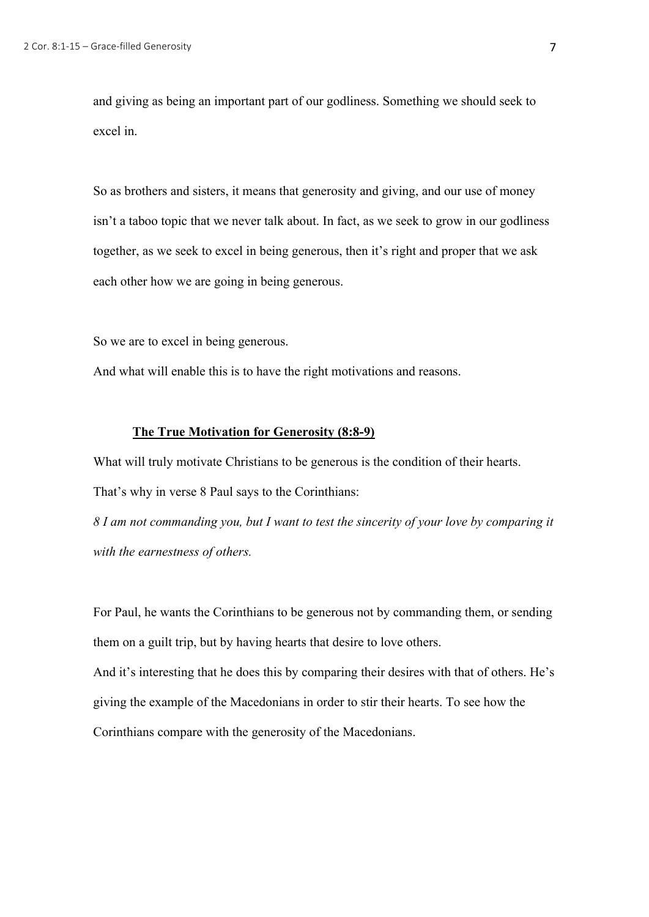and giving as being an important part of our godliness. Something we should seek to excel in.

So as brothers and sisters, it means that generosity and giving, and our use of money isn't a taboo topic that we never talk about. In fact, as we seek to grow in our godliness together, as we seek to excel in being generous, then it's right and proper that we ask each other how we are going in being generous.

So we are to excel in being generous.
And what will enable this is to have the right motivations and reasons.

### **The True Motivation for Generosity (8:8-9)**

What will truly motivate Christians to be generous is the condition of their hearts.
That's why in verse 8 Paul says to the Corinthians:
*8 I am not commanding you, but I want to test the sincerity of your love by comparing it with the earnestness of others.*

For Paul, he wants the Corinthians to be generous not by commanding them, or sending them on a guilt trip, but by having hearts that desire to love others.
And it's interesting that he does this by comparing their desires with that of others. He's giving the example of the Macedonians in order to stir their hearts. To see how the Corinthians compare with the generosity of the Macedonians.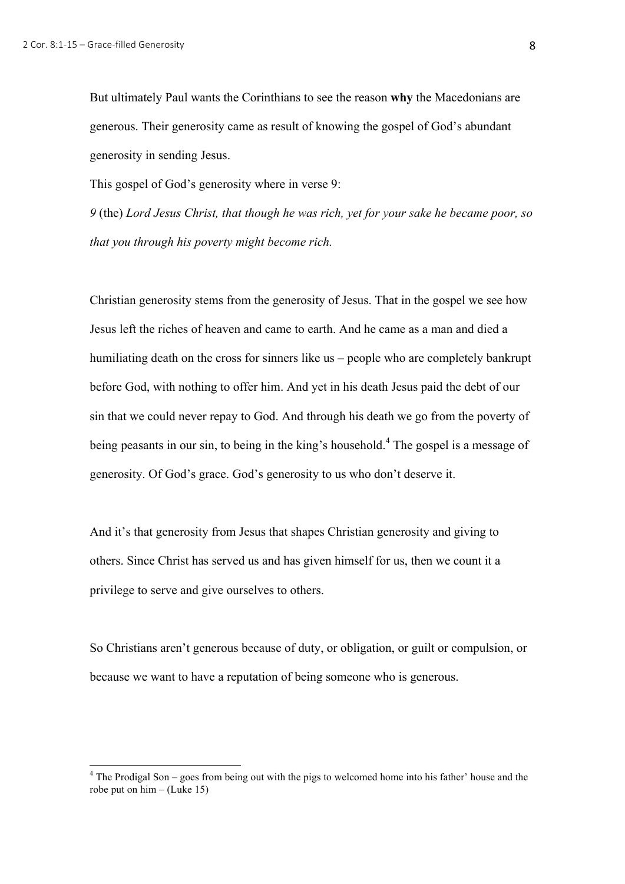But ultimately Paul wants the Corinthians to see the reason **why** the Macedonians are generous. Their generosity came as result of knowing the gospel of God's abundant generosity in sending Jesus.

This gospel of God's generosity where in verse 9:

*9* (the) *Lord Jesus Christ, that though he was rich, yet for your sake he became poor, so that you through his poverty might become rich.*

Christian generosity stems from the generosity of Jesus. That in the gospel we see how Jesus left the riches of heaven and came to earth. And he came as a man and died a humiliating death on the cross for sinners like us – people who are completely bankrupt before God, with nothing to offer him. And yet in his death Jesus paid the debt of our sin that we could never repay to God. And through his death we go from the poverty of being peasants in our sin, to being in the king's household.[4] The gospel is a message of generosity. Of God's grace. God's generosity to us who don't deserve it.

And it's that generosity from Jesus that shapes Christian generosity and giving to others. Since Christ has served us and has given himself for us, then we count it a privilege to serve and give ourselves to others.

So Christians aren't generous because of duty, or obligation, or guilt or compulsion, or because we want to have a reputation of being someone who is generous.

---

[4] The Prodigal Son – goes from being out with the pigs to welcomed home into his father' house and the robe put on him – (Luke 15)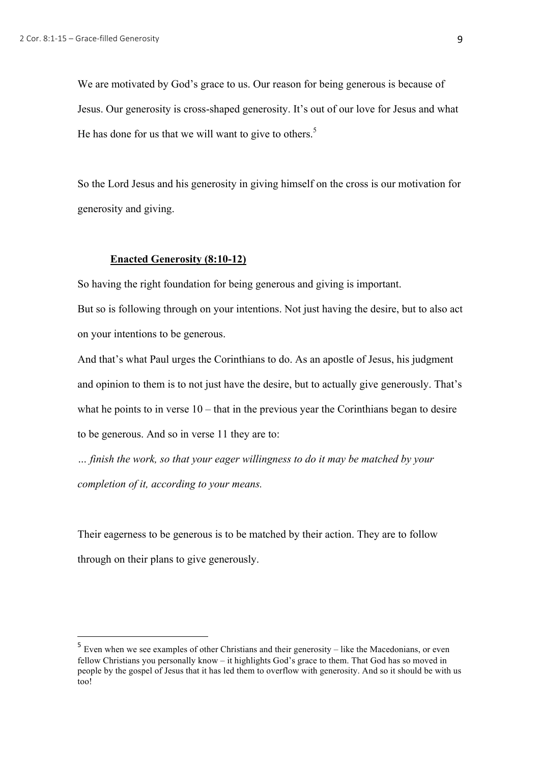We are motivated by God's grace to us. Our reason for being generous is because of Jesus. Our generosity is cross-shaped generosity. It's out of our love for Jesus and what He has done for us that we will want to give to others.[5]

So the Lord Jesus and his generosity in giving himself on the cross is our motivation for generosity and giving.

### Enacted Generosity (8:10-12)

So having the right foundation for being generous and giving is important.

But so is following through on your intentions. Not just having the desire, but to also act on your intentions to be generous.

And that's what Paul urges the Corinthians to do. As an apostle of Jesus, his judgment and opinion to them is to not just have the desire, but to actually give generously. That's what he points to in verse 10 – that in the previous year the Corinthians began to desire to be generous. And so in verse 11 they are to:

*… finish the work, so that your eager willingness to do it may be matched by your completion of it, according to your means.*

Their eagerness to be generous is to be matched by their action. They are to follow through on their plans to give generously.

---

[5] Even when we see examples of other Christians and their generosity – like the Macedonians, or even fellow Christians you personally know – it highlights God's grace to them. That God has so moved in people by the gospel of Jesus that it has led them to overflow with generosity. And so it should be with us too!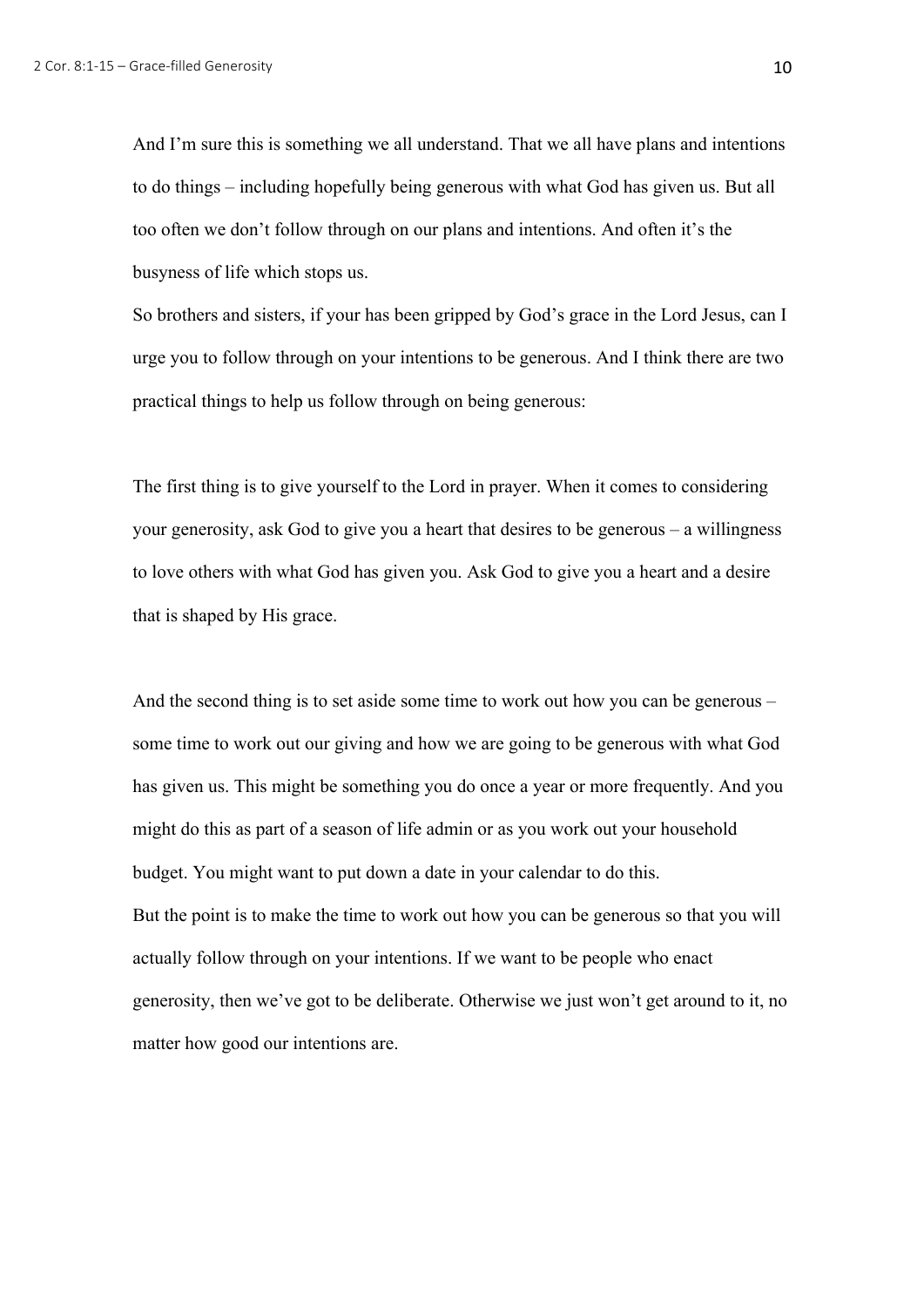And I'm sure this is something we all understand. That we all have plans and intentions to do things – including hopefully being generous with what God has given us. But all too often we don't follow through on our plans and intentions. And often it's the busyness of life which stops us.

So brothers and sisters, if your has been gripped by God's grace in the Lord Jesus, can I urge you to follow through on your intentions to be generous. And I think there are two practical things to help us follow through on being generous:

The first thing is to give yourself to the Lord in prayer. When it comes to considering your generosity, ask God to give you a heart that desires to be generous – a willingness to love others with what God has given you. Ask God to give you a heart and a desire that is shaped by His grace.

And the second thing is to set aside some time to work out how you can be generous – some time to work out our giving and how we are going to be generous with what God has given us. This might be something you do once a year or more frequently. And you might do this as part of a season of life admin or as you work out your household budget. You might want to put down a date in your calendar to do this.

But the point is to make the time to work out how you can be generous so that you will actually follow through on your intentions. If we want to be people who enact generosity, then we've got to be deliberate. Otherwise we just won't get around to it, no matter how good our intentions are.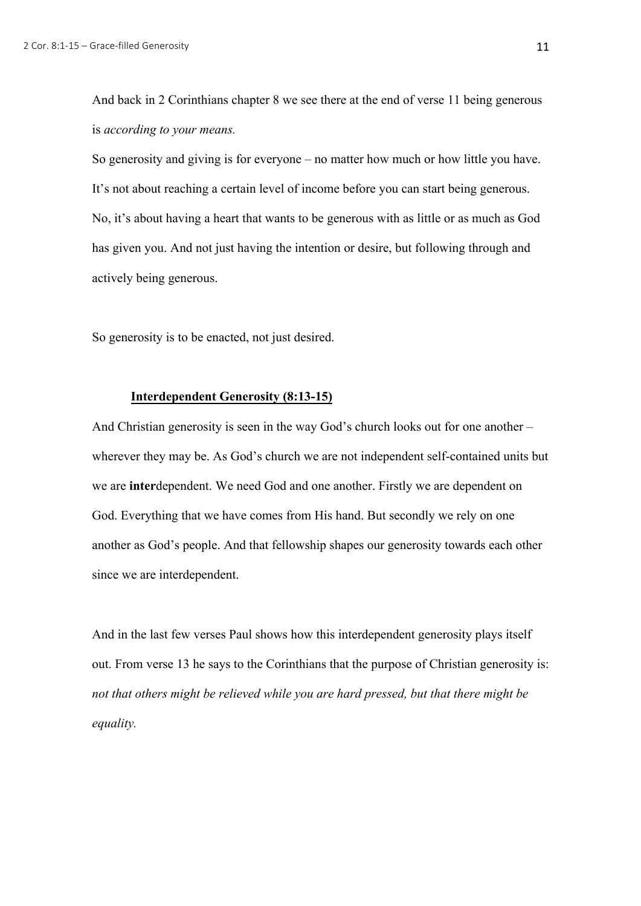And back in 2 Corinthians chapter 8 we see there at the end of verse 11 being generous is *according to your means.*

So generosity and giving is for everyone – no matter how much or how little you have. It's not about reaching a certain level of income before you can start being generous. No, it's about having a heart that wants to be generous with as little or as much as God has given you. And not just having the intention or desire, but following through and actively being generous.

So generosity is to be enacted, not just desired.

### <u>Interdependent Generosity (8:13-15)</u>

And Christian generosity is seen in the way God's church looks out for one another – wherever they may be. As God's church we are not independent self-contained units but we are **inter**dependent. We need God and one another. Firstly we are dependent on God. Everything that we have comes from His hand. But secondly we rely on one another as God's people. And that fellowship shapes our generosity towards each other since we are interdependent.

And in the last few verses Paul shows how this interdependent generosity plays itself out. From verse 13 he says to the Corinthians that the purpose of Christian generosity is: *not that others might be relieved while you are hard pressed, but that there might be equality.*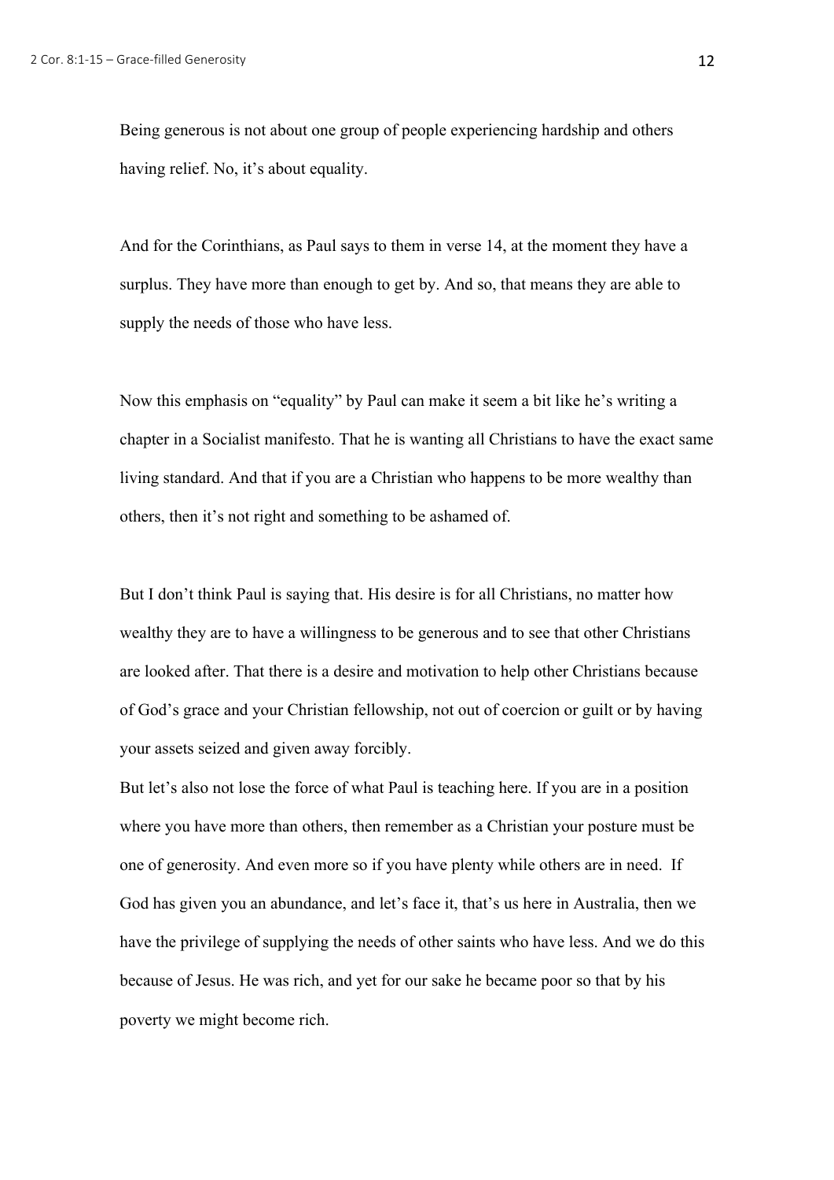Being generous is not about one group of people experiencing hardship and others having relief. No, it's about equality.

And for the Corinthians, as Paul says to them in verse 14, at the moment they have a surplus. They have more than enough to get by. And so, that means they are able to supply the needs of those who have less.

Now this emphasis on "equality" by Paul can make it seem a bit like he's writing a chapter in a Socialist manifesto. That he is wanting all Christians to have the exact same living standard. And that if you are a Christian who happens to be more wealthy than others, then it's not right and something to be ashamed of.

But I don't think Paul is saying that. His desire is for all Christians, no matter how wealthy they are to have a willingness to be generous and to see that other Christians are looked after. That there is a desire and motivation to help other Christians because of God's grace and your Christian fellowship, not out of coercion or guilt or by having your assets seized and given away forcibly.

But let's also not lose the force of what Paul is teaching here. If you are in a position where you have more than others, then remember as a Christian your posture must be one of generosity. And even more so if you have plenty while others are in need. If God has given you an abundance, and let's face it, that's us here in Australia, then we have the privilege of supplying the needs of other saints who have less. And we do this because of Jesus. He was rich, and yet for our sake he became poor so that by his poverty we might become rich.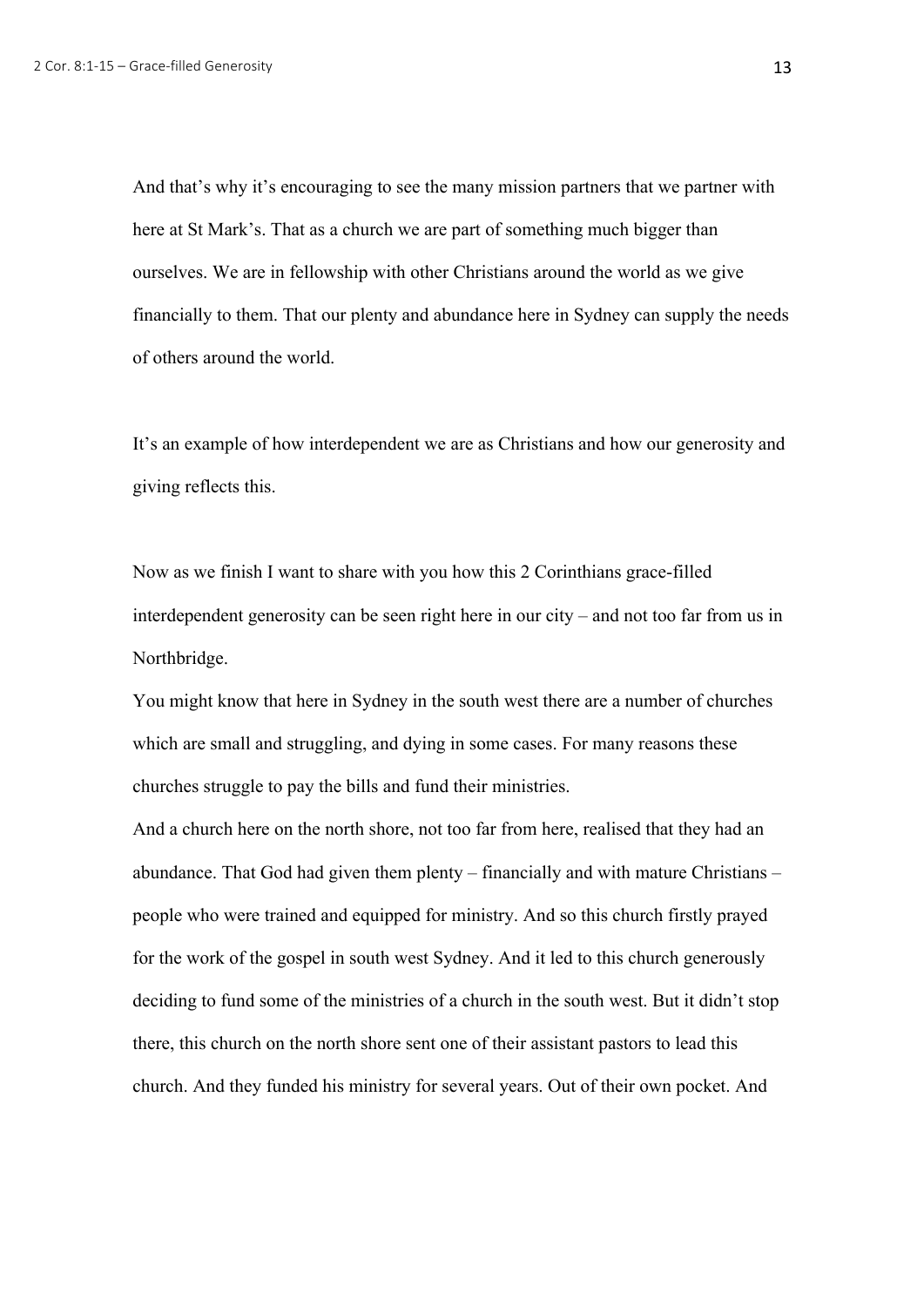And that's why it's encouraging to see the many mission partners that we partner with here at St Mark's. That as a church we are part of something much bigger than ourselves. We are in fellowship with other Christians around the world as we give financially to them. That our plenty and abundance here in Sydney can supply the needs of others around the world.

It's an example of how interdependent we are as Christians and how our generosity and giving reflects this.

Now as we finish I want to share with you how this 2 Corinthians grace-filled interdependent generosity can be seen right here in our city – and not too far from us in Northbridge.

You might know that here in Sydney in the south west there are a number of churches which are small and struggling, and dying in some cases. For many reasons these churches struggle to pay the bills and fund their ministries.

And a church here on the north shore, not too far from here, realised that they had an abundance. That God had given them plenty – financially and with mature Christians – people who were trained and equipped for ministry. And so this church firstly prayed for the work of the gospel in south west Sydney. And it led to this church generously deciding to fund some of the ministries of a church in the south west. But it didn't stop there, this church on the north shore sent one of their assistant pastors to lead this church. And they funded his ministry for several years. Out of their own pocket. And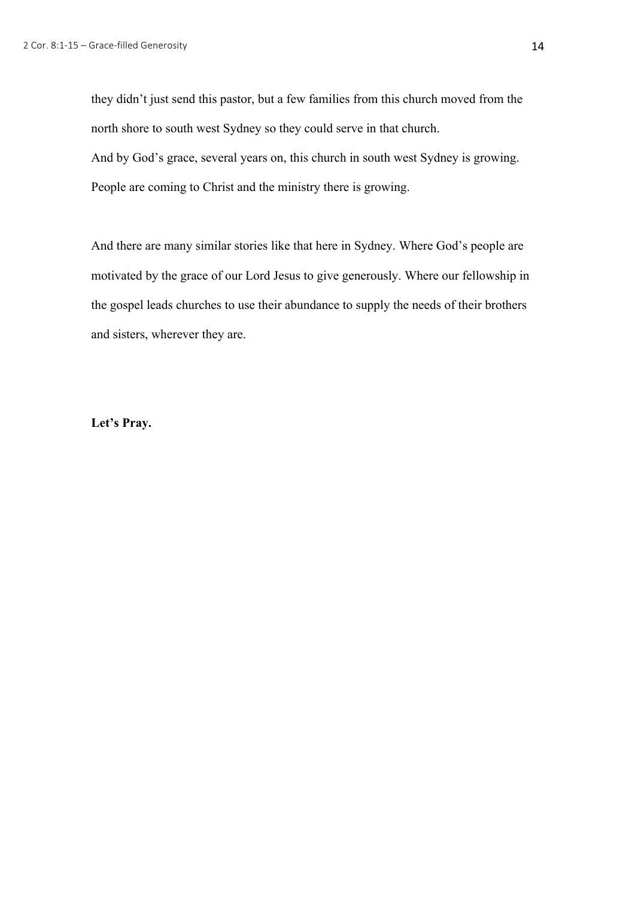they didn't just send this pastor, but a few families from this church moved from the north shore to south west Sydney so they could serve in that church.
And by God's grace, several years on, this church in south west Sydney is growing. People are coming to Christ and the ministry there is growing.

And there are many similar stories like that here in Sydney. Where God's people are motivated by the grace of our Lord Jesus to give generously. Where our fellowship in the gospel leads churches to use their abundance to supply the needs of their brothers and sisters, wherever they are.

**Let's Pray.**